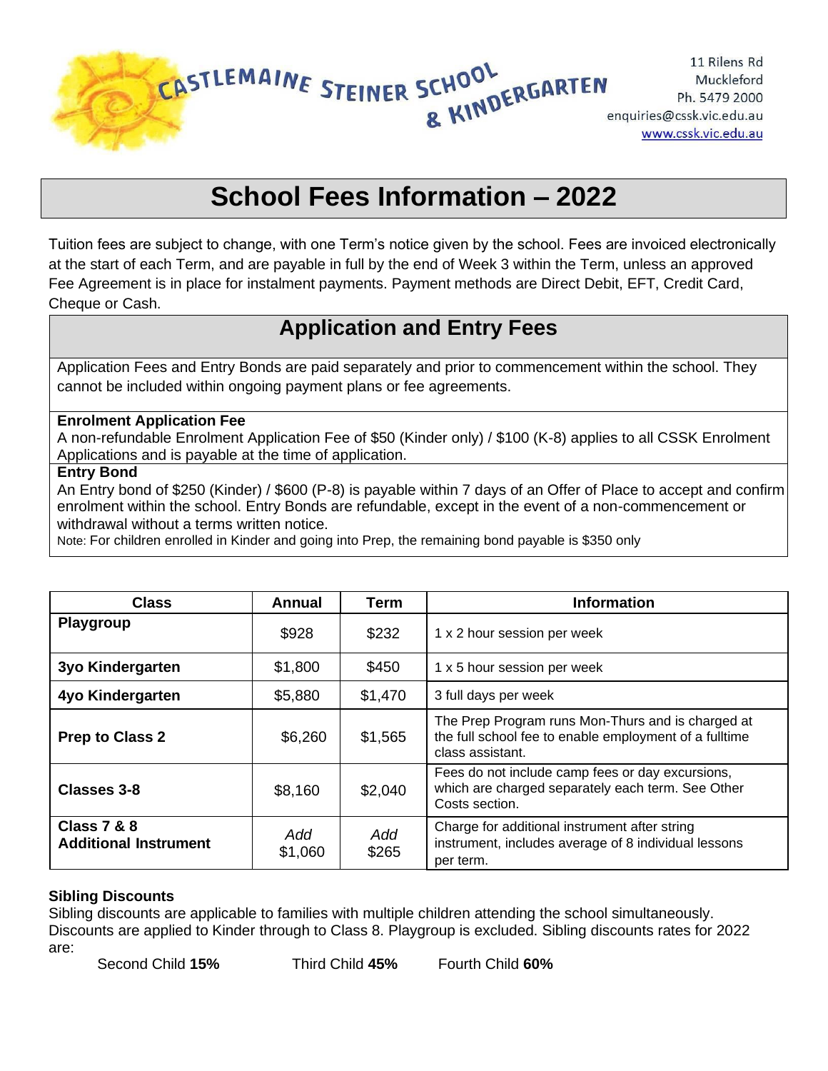CASTLEMAINE STEINER SCHOOL & KINDERGARTEN

11 Rilens Rd
Muckleford
Ph. 5479 2000
enquiries@cssk.vic.edu.au
www.cssk.vic.edu.au

# School Fees Information – 2022

Tuition fees are subject to change, with one Term's notice given by the school. Fees are invoiced electronically at the start of each Term, and are payable in full by the end of Week 3 within the Term, unless an approved Fee Agreement is in place for instalment payments. Payment methods are Direct Debit, EFT, Credit Card, Cheque or Cash.

## Application and Entry Fees

Application Fees and Entry Bonds are paid separately and prior to commencement within the school. They cannot be included within ongoing payment plans or fee agreements.

**Enrolment Application Fee**
A non-refundable Enrolment Application Fee of $50 (Kinder only) / $100 (K-8) applies to all CSSK Enrolment Applications and is payable at the time of application.

**Entry Bond**
An Entry bond of $250 (Kinder) / $600 (P-8) is payable within 7 days of an Offer of Place to accept and confirm enrolment within the school. Entry Bonds are refundable, except in the event of a non-commencement or withdrawal without a terms written notice.
Note: For children enrolled in Kinder and going into Prep, the remaining bond payable is $350 only

| Class | Annual | Term | Information |
|---|---|---|---|
| **Playgroup** | $928 | $232 | 1 x 2 hour session per week |
| **3yo Kindergarten** | $1,800 | $450 | 1 x 5 hour session per week |
| **4yo Kindergarten** | $5,880 | $1,470 | 3 full days per week |
| **Prep to Class 2** | $6,260 | $1,565 | The Prep Program runs Mon-Thurs and is charged at the full school fee to enable employment of a fulltime class assistant. |
| **Classes 3-8** | $8,160 | $2,040 | Fees do not include camp fees or day excursions, which are charged separately each term. See Other Costs section. |
| **Class 7 & 8 Additional Instrument** | *Add* $1,060 | *Add* $265 | Charge for additional instrument after string instrument, includes average of 8 individual lessons per term. |

**Sibling Discounts**
Sibling discounts are applicable to families with multiple children attending the school simultaneously. Discounts are applied to Kinder through to Class 8. Playgroup is excluded. Sibling discounts rates for 2022 are:

Second Child **15%** Third Child **45%** Fourth Child **60%**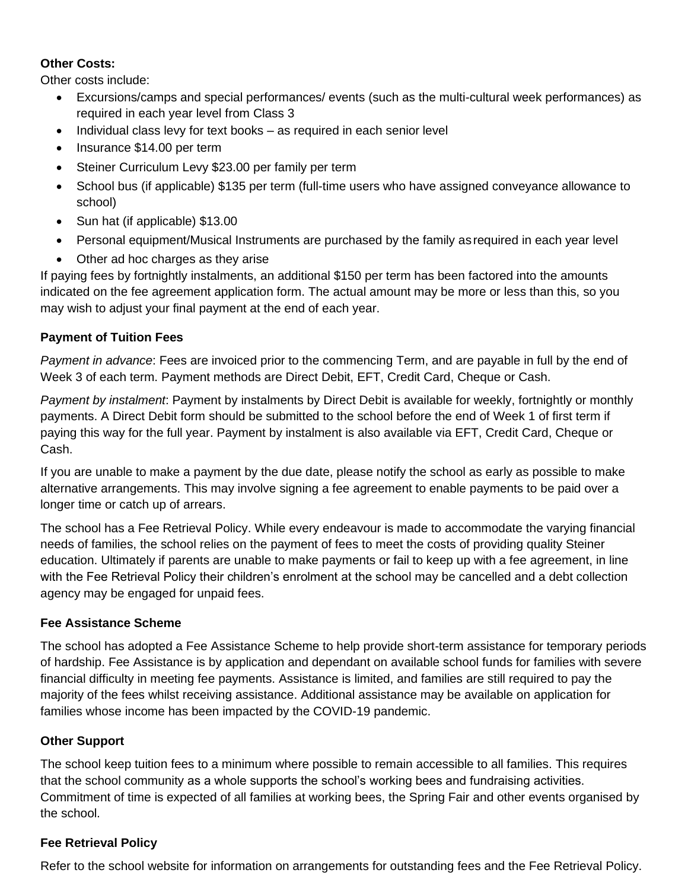**Other Costs:**

Other costs include:

- Excursions/camps and special performances/ events (such as the multi-cultural week performances) as required in each year level from Class 3
- Individual class levy for text books – as required in each senior level
- Insurance $14.00 per term
- Steiner Curriculum Levy $23.00 per family per term
- School bus (if applicable) $135 per term (full-time users who have assigned conveyance allowance to school)
- Sun hat (if applicable) $13.00
- Personal equipment/Musical Instruments are purchased by the family as required in each year level
- Other ad hoc charges as they arise

If paying fees by fortnightly instalments, an additional $150 per term has been factored into the amounts indicated on the fee agreement application form. The actual amount may be more or less than this, so you may wish to adjust your final payment at the end of each year.

**Payment of Tuition Fees**

*Payment in advance*: Fees are invoiced prior to the commencing Term, and are payable in full by the end of Week 3 of each term. Payment methods are Direct Debit, EFT, Credit Card, Cheque or Cash.

*Payment by instalment*: Payment by instalments by Direct Debit is available for weekly, fortnightly or monthly payments. A Direct Debit form should be submitted to the school before the end of Week 1 of first term if paying this way for the full year. Payment by instalment is also available via EFT, Credit Card, Cheque or Cash.

If you are unable to make a payment by the due date, please notify the school as early as possible to make alternative arrangements. This may involve signing a fee agreement to enable payments to be paid over a longer time or catch up of arrears.

The school has a Fee Retrieval Policy. While every endeavour is made to accommodate the varying financial needs of families, the school relies on the payment of fees to meet the costs of providing quality Steiner education. Ultimately if parents are unable to make payments or fail to keep up with a fee agreement, in line with the Fee Retrieval Policy their children's enrolment at the school may be cancelled and a debt collection agency may be engaged for unpaid fees.

**Fee Assistance Scheme**

The school has adopted a Fee Assistance Scheme to help provide short-term assistance for temporary periods of hardship. Fee Assistance is by application and dependant on available school funds for families with severe financial difficulty in meeting fee payments. Assistance is limited, and families are still required to pay the majority of the fees whilst receiving assistance. Additional assistance may be available on application for families whose income has been impacted by the COVID-19 pandemic.

**Other Support**

The school keep tuition fees to a minimum where possible to remain accessible to all families. This requires that the school community as a whole supports the school's working bees and fundraising activities. Commitment of time is expected of all families at working bees, the Spring Fair and other events organised by the school.

**Fee Retrieval Policy**

Refer to the school website for information on arrangements for outstanding fees and the Fee Retrieval Policy.